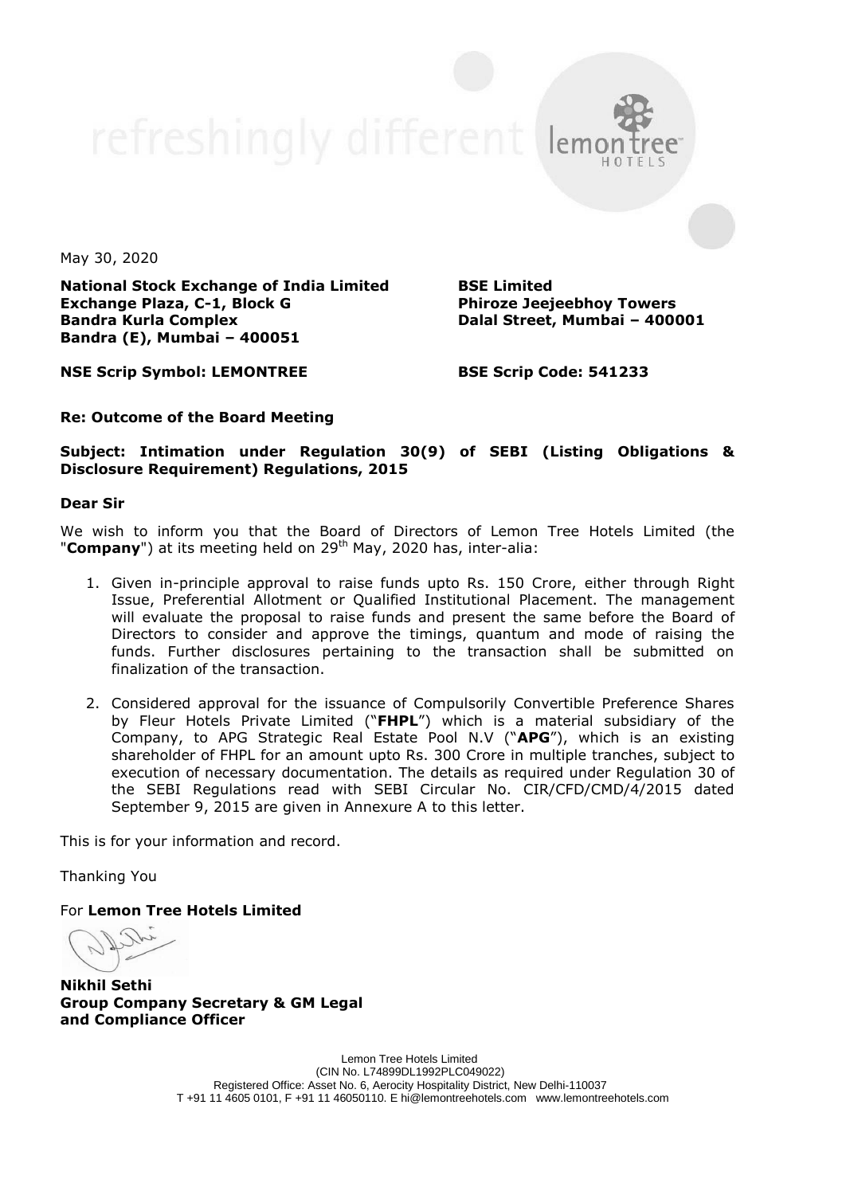May 30, 2020

**National Stock Exchange of India Limited**
**Exchange Plaza, C-1, Block G**
**Bandra Kurla Complex**
**Bandra (E), Mumbai – 400051**

**BSE Limited**
**Phiroze Jeejeebhoy Towers**
**Dalal Street, Mumbai – 400001**

**NSE Scrip Symbol: LEMONTREE**

**BSE Scrip Code: 541233**

**Re: Outcome of the Board Meeting**

**Subject: Intimation under Regulation 30(9) of SEBI (Listing Obligations & Disclosure Requirement) Regulations, 2015**

**Dear Sir**

We wish to inform you that the Board of Directors of Lemon Tree Hotels Limited (the "**Company**") at its meeting held on 29th May, 2020 has, inter-alia:

1. Given in-principle approval to raise funds upto Rs. 150 Crore, either through Right Issue, Preferential Allotment or Qualified Institutional Placement. The management will evaluate the proposal to raise funds and present the same before the Board of Directors to consider and approve the timings, quantum and mode of raising the funds. Further disclosures pertaining to the transaction shall be submitted on finalization of the transaction.

2. Considered approval for the issuance of Compulsorily Convertible Preference Shares by Fleur Hotels Private Limited ("**FHPL**") which is a material subsidiary of the Company, to APG Strategic Real Estate Pool N.V ("**APG**"), which is an existing shareholder of FHPL for an amount upto Rs. 300 Crore in multiple tranches, subject to execution of necessary documentation. The details as required under Regulation 30 of the SEBI Regulations read with SEBI Circular No. CIR/CFD/CMD/4/2015 dated September 9, 2015 are given in Annexure A to this letter.

This is for your information and record.

Thanking You

For **Lemon Tree Hotels Limited**

**Nikhil Sethi**
**Group Company Secretary & GM Legal and Compliance Officer**

Lemon Tree Hotels Limited
(CIN No. L74899DL1992PLC049022)
Registered Office: Asset No. 6, Aerocity Hospitality District, New Delhi-110037
T +91 11 4605 0101, F +91 11 46050110. E hi@lemontreehotels.com www.lemontreehotels.com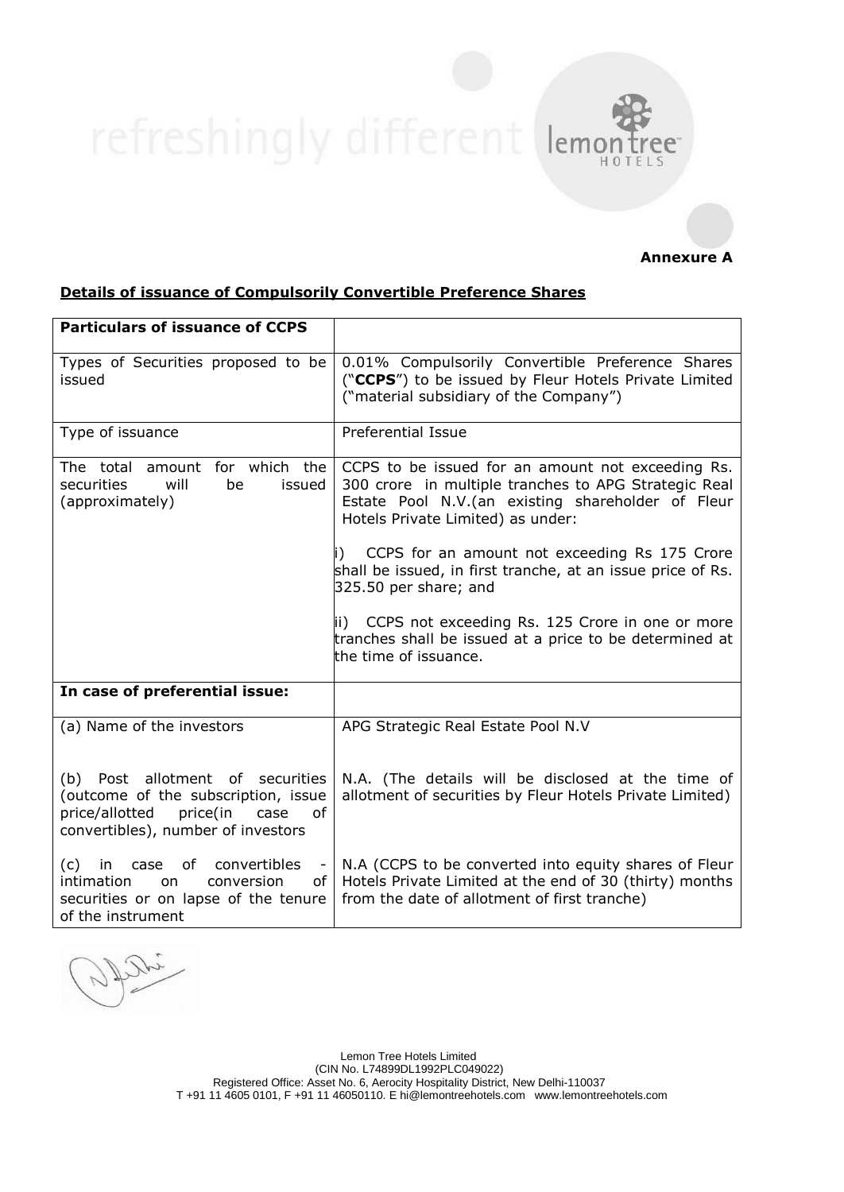**Annexure A**

**Details of issuance of Compulsorily Convertible Preference Shares**

| | |
|---|---|
| **Particulars of issuance of CCPS** | |
| Types of Securities proposed to be issued | 0.01% Compulsorily Convertible Preference Shares ("**CCPS**") to be issued by Fleur Hotels Private Limited ("material subsidiary of the Company") |
| Type of issuance | Preferential Issue |
| The total amount for which the securities will be issued (approximately) | CCPS to be issued for an amount not exceeding Rs. 300 crore in multiple tranches to APG Strategic Real Estate Pool N.V.(an existing shareholder of Fleur Hotels Private Limited) as under:<br><br>i) CCPS for an amount not exceeding Rs 175 Crore shall be issued, in first tranche, at an issue price of Rs. 325.50 per share; and<br><br>ii) CCPS not exceeding Rs. 125 Crore in one or more tranches shall be issued at a price to be determined at the time of issuance. |
| **In case of preferential issue:** | |
| (a) Name of the investors | APG Strategic Real Estate Pool N.V |
| (b) Post allotment of securities (outcome of the subscription, issue price/allotted price(in case of convertibles), number of investors | N.A. (The details will be disclosed at the time of allotment of securities by Fleur Hotels Private Limited) |
| (c) in case of convertibles - intimation on conversion of securities or on lapse of the tenure of the instrument | N.A (CCPS to be converted into equity shares of Fleur Hotels Private Limited at the end of 30 (thirty) months from the date of allotment of first tranche) |